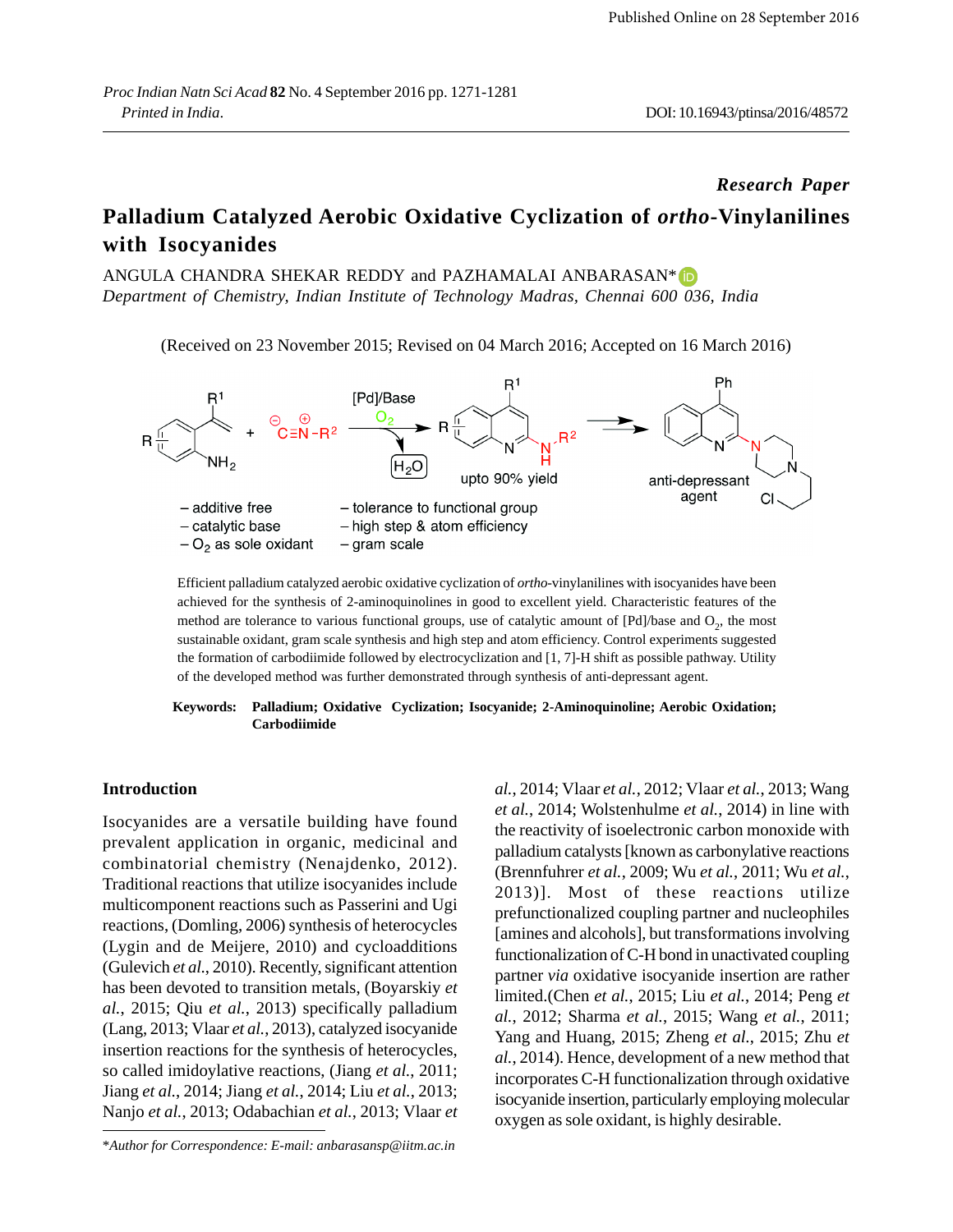Published Online on 28 September 2016

*Research Paper*

# Palladium Catalyzed Aerobic Oxidative Cyclization of *ortho*-Vinylanilines with Isocyanides

ANGULA CHANDRA SHEKAR REDDY and PAZHAMALAI ANBARASAN*

*Department of Chemistry, Indian Institute of Technology Madras, Chennai 600 036, India*

(Received on 23 November 2015; Revised on 04 March 2016; Accepted on 16 March 2016)

Efficient palladium catalyzed aerobic oxidative cyclization of *ortho*-vinylanilines with isocyanides have been achieved for the synthesis of 2-aminoquinolines in good to excellent yield. Characteristic features of the method are tolerance to various functional groups, use of catalytic amount of [Pd]/base and $O_2$, the most sustainable oxidant, gram scale synthesis and high step and atom efficiency. Control experiments suggested the formation of carbodiimide followed by electrocyclization and [1, 7]-H shift as possible pathway. Utility of the developed method was further demonstrated through synthesis of anti-depressant agent.

**Keywords:** **Palladium; Oxidative Cyclization; Isocyanide; 2-Aminoquinoline; Aerobic Oxidation; Carbodiimide**

## Introduction

Isocyanides are a versatile building have found prevalent application in organic, medicinal and combinatorial chemistry (Nenajdenko, 2012). Traditional reactions that utilize isocyanides include multicomponent reactions such as Passerini and Ugi reactions, (Domling, 2006) synthesis of heterocycles (Lygin and de Meijere, 2010) and cycloadditions (Gulevich *et al.*, 2010). Recently, significant attention has been devoted to transition metals, (Boyarskiy *et al.*, 2015; Qiu *et al.*, 2013) specifically palladium (Lang, 2013; Vlaar *et al.*, 2013), catalyzed isocyanide insertion reactions for the synthesis of heterocycles, so called imidoylative reactions, (Jiang *et al.*, 2011; Jiang *et al.*, 2014; Jiang *et al.*, 2014; Liu *et al.*, 2013; Nanjo *et al.*, 2013; Odabachian *et al.*, 2013; Vlaar *et al.*, 2014; Vlaar *et al.*, 2012; Vlaar *et al.*, 2013; Wang *et al.*, 2014; Wolstenhulme *et al.*, 2014) in line with the reactivity of isoelectronic carbon monoxide with palladium catalysts [known as carbonylative reactions (Brennfuhrer *et al.*, 2009; Wu *et al.*, 2011; Wu *et al.*, 2013)]. Most of these reactions utilize prefunctionalized coupling partner and nucleophiles [amines and alcohols], but transformations involving functionalization of C-H bond in unactivated coupling partner *via* oxidative isocyanide insertion are rather limited.(Chen *et al.*, 2015; Liu *et al.*, 2014; Peng *et al.*, 2012; Sharma *et al.*, 2015; Wang *et al.*, 2011; Yang and Huang, 2015; Zheng *et al.*, 2015; Zhu *et al.*, 2014). Hence, development of a new method that incorporates C-H functionalization through oxidative isocyanide insertion, particularly employing molecular oxygen as sole oxidant, is highly desirable.

*Author for Correspondence: E-mail: anbarasansp@iitm.ac.in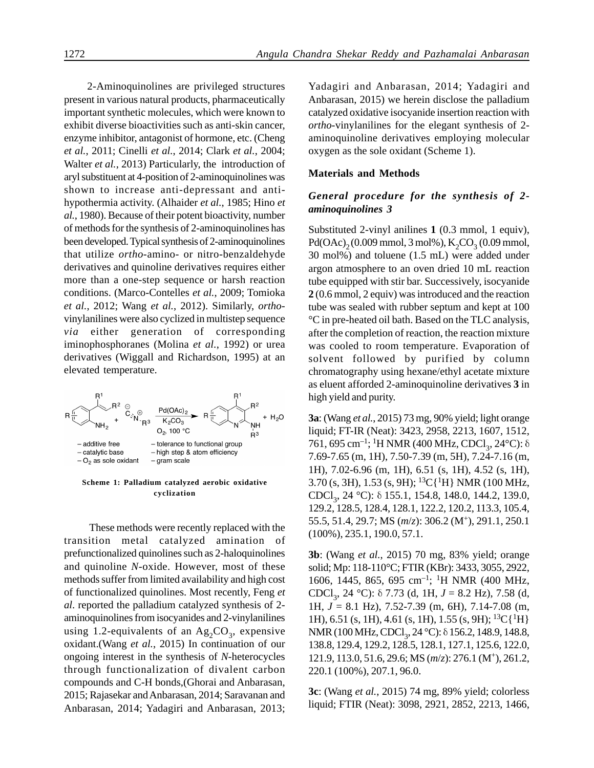2-Aminoquinolines are privileged structures present in various natural products, pharmaceutically important synthetic molecules, which were known to exhibit diverse bioactivities such as anti-skin cancer, enzyme inhibitor, antagonist of hormone, etc. (Cheng *et al.*, 2011; Cinelli *et al.*, 2014; Clark *et al.*, 2004; Walter *et al.*, 2013) Particularly, the introduction of aryl substituent at 4-position of 2-aminoquinolines was shown to increase anti-depressant and anti-hypothermia activity. (Alhaider *et al.*, 1985; Hino *et al.*, 1980). Because of their potent bioactivity, number of methods for the synthesis of 2-aminoquinolines has been developed. Typical synthesis of 2-aminoquinolines that utilize *ortho*-amino- or nitro-benzaldehyde derivatives and quinoline derivatives requires either more than a one-step sequence or harsh reaction conditions. (Marco-Contelles *et al.*, 2009; Tomioka *et al.*, 2012; Wang *et al.*, 2012). Similarly, *ortho*-vinylanilines were also cyclized in multistep sequence *via* either generation of corresponding iminophosphoranes (Molina *et al.*, 1992) or urea derivatives (Wiggall and Richardson, 1995) at an elevated temperature.

– additive free – tolerance to functional group
– catalytic base – high step & atom efficiency
– $O_2$ as sole oxidant – gram scale

**Scheme 1: Palladium catalyzed aerobic oxidative cyclization**

These methods were recently replaced with the transition metal catalyzed amination of prefunctionalized quinolines such as 2-haloquinolines and quinoline *N*-oxide. However, most of these methods suffer from limited availability and high cost of functionalized quinolines. Most recently, Feng *et al.* reported the palladium catalyzed synthesis of 2-aminoquinolines from isocyanides and 2-vinylanilines using 1.2-equivalents of an $Ag_2CO_3$, expensive oxidant.(Wang *et al.*, 2015) In continuation of our ongoing interest in the synthesis of *N*-heterocycles through functionalization of divalent carbon compounds and C-H bonds,(Ghorai and Anbarasan, 2015; Rajasekar and Anbarasan, 2014; Saravanan and Anbarasan, 2014; Yadagiri and Anbarasan, 2013; Yadagiri and Anbarasan, 2014; Yadagiri and Anbarasan, 2015) we herein disclose the palladium catalyzed oxidative isocyanide insertion reaction with *ortho*-vinylanilines for the elegant synthesis of 2-aminoquinoline derivatives employing molecular oxygen as the sole oxidant (Scheme 1).

## Materials and Methods

### *General procedure for the synthesis of 2-aminoquinolines 3*

Substituted 2-vinyl anilines **1** (0.3 mmol, 1 equiv), $Pd(OAc)_2$ (0.009 mmol, 3 mol%), $K_2CO_3$ (0.09 mmol, 30 mol%) and toluene (1.5 mL) were added under argon atmosphere to an oven dried 10 mL reaction tube equipped with stir bar. Successively, isocyanide **2** (0.6 mmol, 2 equiv) was introduced and the reaction tube was sealed with rubber septum and kept at 100 °C in pre-heated oil bath. Based on the TLC analysis, after the completion of reaction, the reaction mixture was cooled to room temperature. Evaporation of solvent followed by purified by column chromatography using hexane/ethyl acetate mixture as eluent afforded 2-aminoquinoline derivatives **3** in high yield and purity.

**3a**: (Wang *et al.*, 2015) 73 mg, 90% yield; light orange liquid; FT-IR (Neat): 3423, 2958, 2213, 1607, 1512, 761, 695 $cm^{-1}$; $^1H$ NMR (400 MHz, $CDCl_3$, 24°C): δ 7.69-7.65 (m, 1H), 7.50-7.39 (m, 5H), 7.24-7.16 (m, 1H), 7.02-6.96 (m, 1H), 6.51 (s, 1H), 4.52 (s, 1H), 3.70 (s, 3H), 1.53 (s, 9H); $^{13}C\{^1H\}$ NMR (100 MHz, $CDCl_3$, 24 °C): δ 155.1, 154.8, 148.0, 144.2, 139.0, 129.2, 128.5, 128.4, 128.1, 122.2, 120.2, 113.3, 105.4, 55.5, 51.4, 29.7; MS (*m*/*z*): 306.2 ($M^+$), 291.1, 250.1 (100%), 235.1, 190.0, 57.1.

**3b**: (Wang *et al.*, 2015) 70 mg, 83% yield; orange solid; Mp: 118-110°C; FTIR (KBr): 3433, 3055, 2922, 1606, 1445, 865, 695 $cm^{-1}$; $^1H$ NMR (400 MHz, $CDCl_3$, 24 °C): δ 7.73 (d, 1H, *J* = 8.2 Hz), 7.58 (d, 1H, *J* = 8.1 Hz), 7.52-7.39 (m, 6H), 7.14-7.08 (m, 1H), 6.51 (s, 1H), 4.61 (s, 1H), 1.55 (s, 9H); $^{13}C\{^1H\}$ NMR (100 MHz, $CDCl_3$, 24 °C): δ 156.2, 148.9, 148.8, 138.8, 129.4, 129.2, 128.5, 128.1, 127.1, 125.6, 122.0, 121.9, 113.0, 51.6, 29.6; MS (*m*/*z*): 276.1 ($M^+$), 261.2, 220.1 (100%), 207.1, 96.0.

**3c**: (Wang *et al.*, 2015) 74 mg, 89% yield; colorless liquid; FTIR (Neat): 3098, 2921, 2852, 2213, 1466,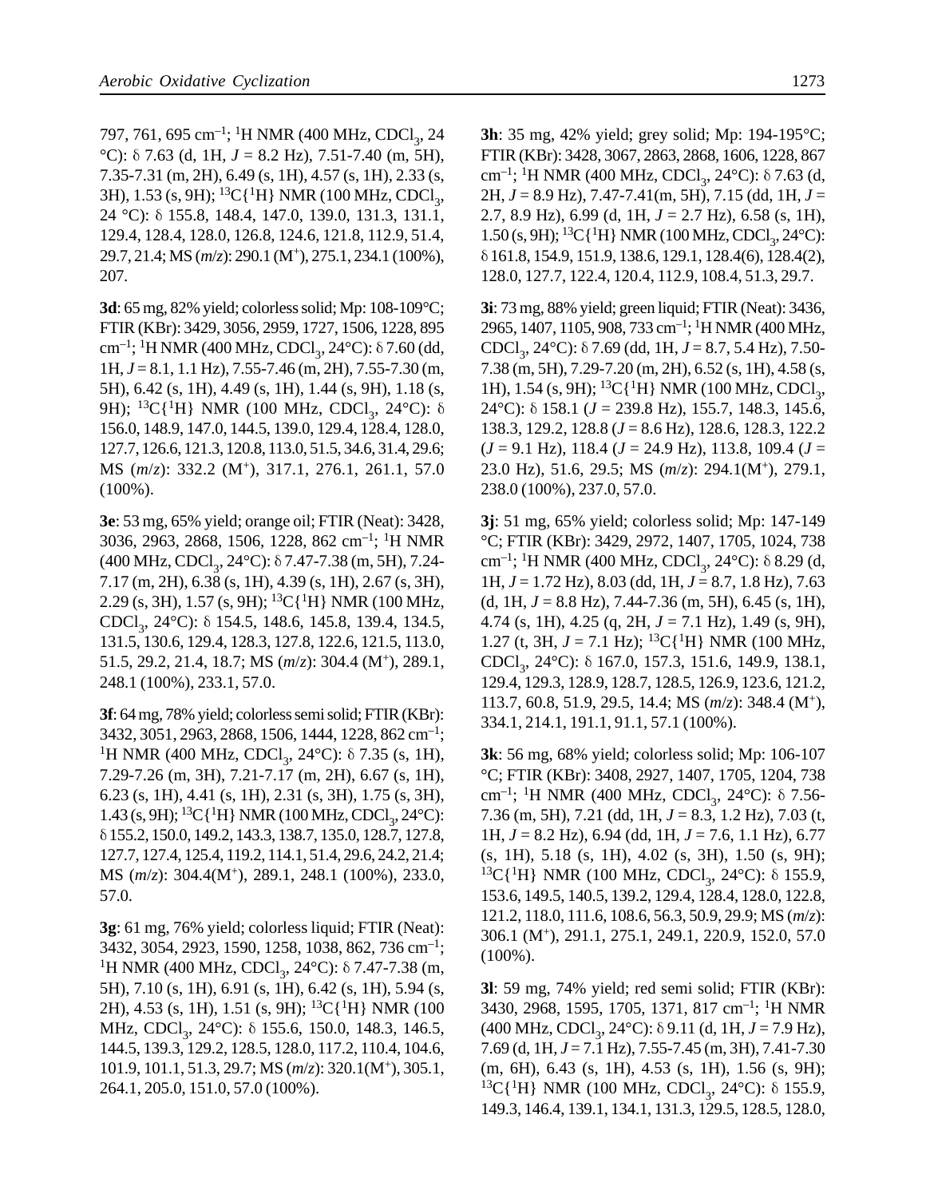797, 761, 695 cm$^{-1}$; $^{1}$H NMR (400 MHz, $CDCl_3$, 24 °C): δ 7.63 (d, 1H, $J$ = 8.2 Hz), 7.51-7.40 (m, 5H), 7.35-7.31 (m, 2H), 6.49 (s, 1H), 4.57 (s, 1H), 2.33 (s, 3H), 1.53 (s, 9H); $^{13}$C{$^{1}$H} NMR (100 MHz, $CDCl_3$, 24 °C): δ 155.8, 148.4, 147.0, 139.0, 131.3, 131.1, 129.4, 128.4, 128.0, 126.8, 124.6, 121.8, 112.9, 51.4, 29.7, 21.4; MS ($m/z$): 290.1 ($M^+$), 275.1, 234.1 (100%), 207.

**3d**: 65 mg, 82% yield; colorless solid; Mp: 108-109°C; FTIR (KBr): 3429, 3056, 2959, 1727, 1506, 1228, 895 cm$^{-1}$; $^{1}$H NMR (400 MHz, $CDCl_3$, 24°C): δ 7.60 (dd, 1H, $J$ = 8.1, 1.1 Hz), 7.55-7.46 (m, 2H), 7.55-7.30 (m, 5H), 6.42 (s, 1H), 4.49 (s, 1H), 1.44 (s, 9H), 1.18 (s, 9H); $^{13}$C{$^{1}$H} NMR (100 MHz, $CDCl_3$, 24°C): δ 156.0, 148.9, 147.0, 144.5, 139.0, 129.4, 128.4, 128.0, 127.7, 126.6, 121.3, 120.8, 113.0, 51.5, 34.6, 31.4, 29.6; MS ($m/z$): 332.2 ($M^+$), 317.1, 276.1, 261.1, 57.0 (100%).

**3e**: 53 mg, 65% yield; orange oil; FTIR (Neat): 3428, 3036, 2963, 2868, 1506, 1228, 862 cm$^{-1}$; $^{1}$H NMR (400 MHz, $CDCl_3$, 24°C): δ 7.47-7.38 (m, 5H), 7.24-7.17 (m, 2H), 6.38 (s, 1H), 4.39 (s, 1H), 2.67 (s, 3H), 2.29 (s, 3H), 1.57 (s, 9H); $^{13}$C{$^{1}$H} NMR (100 MHz, $CDCl_3$, 24°C): δ 154.5, 148.6, 145.8, 139.4, 134.5, 131.5, 130.6, 129.4, 128.3, 127.8, 122.6, 121.5, 113.0, 51.5, 29.2, 21.4, 18.7; MS ($m/z$): 304.4 ($M^+$), 289.1, 248.1 (100%), 233.1, 57.0.

**3f**: 64 mg, 78% yield; colorless semi solid; FTIR (KBr): 3432, 3051, 2963, 2868, 1506, 1444, 1228, 862 cm$^{-1}$; $^{1}$H NMR (400 MHz, $CDCl_3$, 24°C): δ 7.35 (s, 1H), 7.29-7.26 (m, 3H), 7.21-7.17 (m, 2H), 6.67 (s, 1H), 6.23 (s, 1H), 4.41 (s, 1H), 2.31 (s, 3H), 1.75 (s, 3H), 1.43 (s, 9H); $^{13}$C{$^{1}$H} NMR (100 MHz, $CDCl_3$, 24°C): δ 155.2, 150.0, 149.2, 143.3, 138.7, 135.0, 128.7, 127.8, 127.7, 127.4, 125.4, 119.2, 114.1, 51.4, 29.6, 24.2, 21.4; MS ($m/z$): 304.4($M^+$), 289.1, 248.1 (100%), 233.0, 57.0.

**3g**: 61 mg, 76% yield; colorless liquid; FTIR (Neat): 3432, 3054, 2923, 1590, 1258, 1038, 862, 736 cm$^{-1}$; $^{1}$H NMR (400 MHz, $CDCl_3$, 24°C): δ 7.47-7.38 (m, 5H), 7.10 (s, 1H), 6.91 (s, 1H), 6.42 (s, 1H), 5.94 (s, 2H), 4.53 (s, 1H), 1.51 (s, 9H); $^{13}$C{$^{1}$H} NMR (100 MHz, $CDCl_3$, 24°C): δ 155.6, 150.0, 148.3, 146.5, 144.5, 139.3, 129.2, 128.5, 128.0, 117.2, 110.4, 104.6, 101.9, 101.1, 51.3, 29.7; MS ($m/z$): 320.1($M^+$), 305.1, 264.1, 205.0, 151.0, 57.0 (100%).

**3h**: 35 mg, 42% yield; grey solid; Mp: 194-195°C; FTIR (KBr): 3428, 3067, 2863, 2868, 1606, 1228, 867 cm$^{-1}$; $^{1}$H NMR (400 MHz, $CDCl_3$, 24°C): δ 7.63 (d, 2H, $J$ = 8.9 Hz), 7.47-7.41(m, 5H), 7.15 (dd, 1H, $J$ = 2.7, 8.9 Hz), 6.99 (d, 1H, $J$ = 2.7 Hz), 6.58 (s, 1H), 1.50 (s, 9H); $^{13}$C{$^{1}$H} NMR (100 MHz, $CDCl_3$, 24°C): δ 161.8, 154.9, 151.9, 138.6, 129.1, 128.4(6), 128.4(2), 128.0, 127.7, 122.4, 120.4, 112.9, 108.4, 51.3, 29.7.

**3i**: 73 mg, 88% yield; green liquid; FTIR (Neat): 3436, 2965, 1407, 1105, 908, 733 cm$^{-1}$; $^{1}$H NMR (400 MHz, $CDCl_3$, 24°C): δ 7.69 (dd, 1H, $J$ = 8.7, 5.4 Hz), 7.50-7.38 (m, 5H), 7.29-7.20 (m, 2H), 6.52 (s, 1H), 4.58 (s, 1H), 1.54 (s, 9H); $^{13}$C{$^{1}$H} NMR (100 MHz, $CDCl_3$, 24°C): δ 158.1 ($J$ = 239.8 Hz), 155.7, 148.3, 145.6, 138.3, 129.2, 128.8 ($J$ = 8.6 Hz), 128.6, 128.3, 122.2 ($J$ = 9.1 Hz), 118.4 ($J$ = 24.9 Hz), 113.8, 109.4 ($J$ = 23.0 Hz), 51.6, 29.5; MS ($m/z$): 294.1($M^+$), 279.1, 238.0 (100%), 237.0, 57.0.

**3j**: 51 mg, 65% yield; colorless solid; Mp: 147-149 °C; FTIR (KBr): 3429, 2972, 1407, 1705, 1024, 738 cm$^{-1}$; $^{1}$H NMR (400 MHz, $CDCl_3$, 24°C): δ 8.29 (d, 1H, $J$ = 1.72 Hz), 8.03 (dd, 1H, $J$ = 8.7, 1.8 Hz), 7.63 (d, 1H, $J$ = 8.8 Hz), 7.44-7.36 (m, 5H), 6.45 (s, 1H), 4.74 (s, 1H), 4.25 (q, 2H, $J$ = 7.1 Hz), 1.49 (s, 9H), 1.27 (t, 3H, $J$ = 7.1 Hz); $^{13}$C{$^{1}$H} NMR (100 MHz, $CDCl_3$, 24°C): δ 167.0, 157.3, 151.6, 149.9, 138.1, 129.4, 129.3, 128.9, 128.7, 128.5, 126.9, 123.6, 121.2, 113.7, 60.8, 51.9, 29.5, 14.4; MS ($m/z$): 348.4 ($M^+$), 334.1, 214.1, 191.1, 91.1, 57.1 (100%).

**3k**: 56 mg, 68% yield; colorless solid; Mp: 106-107 °C; FTIR (KBr): 3408, 2927, 1407, 1705, 1204, 738 cm$^{-1}$; $^{1}$H NMR (400 MHz, $CDCl_3$, 24°C): δ 7.56-7.36 (m, 5H), 7.21 (dd, 1H, $J$ = 8.3, 1.2 Hz), 7.03 (t, 1H, $J$ = 8.2 Hz), 6.94 (dd, 1H, $J$ = 7.6, 1.1 Hz), 6.77 (s, 1H), 5.18 (s, 1H), 4.02 (s, 3H), 1.50 (s, 9H); $^{13}$C{$^{1}$H} NMR (100 MHz, $CDCl_3$, 24°C): δ 155.9, 153.6, 149.5, 140.5, 139.2, 129.4, 128.4, 128.0, 122.8, 121.2, 118.0, 111.6, 108.6, 56.3, 50.9, 29.9; MS ($m/z$): 306.1 ($M^+$), 291.1, 275.1, 249.1, 220.9, 152.0, 57.0 (100%).

**3l**: 59 mg, 74% yield; red semi solid; FTIR (KBr): 3430, 2968, 1595, 1705, 1371, 817 cm$^{-1}$; $^{1}$H NMR (400 MHz, $CDCl_3$, 24°C): δ 9.11 (d, 1H, $J$ = 7.9 Hz), 7.69 (d, 1H, $J$ = 7.1 Hz), 7.55-7.45 (m, 3H), 7.41-7.30 (m, 6H), 6.43 (s, 1H), 4.53 (s, 1H), 1.56 (s, 9H); $^{13}$C{$^{1}$H} NMR (100 MHz, $CDCl_3$, 24°C): δ 155.9, 149.3, 146.4, 139.1, 134.1, 131.3, 129.5, 128.5, 128.0,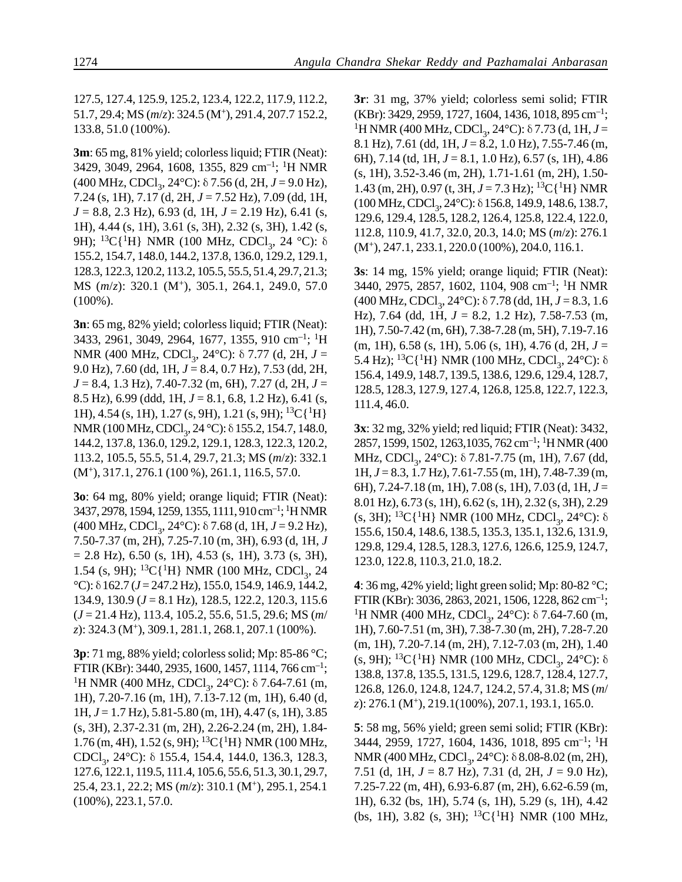127.5, 127.4, 125.9, 125.2, 123.4, 122.2, 117.9, 112.2, 51.7, 29.4; MS (*m*/*z*): 324.5 ($M^+$), 291.4, 207.7 152.2, 133.8, 51.0 (100%).

**3m**: 65 mg, 81% yield; colorless liquid; FTIR (Neat): 3429, 3049, 2964, 1608, 1355, 829 $cm^{-1}$; $^1H$ NMR (400 MHz, $CDCl_3$, 24°C): δ 7.56 (d, 2H, *J* = 9.0 Hz), 7.24 (s, 1H), 7.17 (d, 2H, *J* = 7.52 Hz), 7.09 (dd, 1H, *J* = 8.8, 2.3 Hz), 6.93 (d, 1H, *J* = 2.19 Hz), 6.41 (s, 1H), 4.44 (s, 1H), 3.61 (s, 3H), 2.32 (s, 3H), 1.42 (s, 9H); $^{13}C\{^1H\}$ NMR (100 MHz, $CDCl_3$, 24 °C): δ 155.2, 154.7, 148.0, 144.2, 137.8, 136.0, 129.2, 129.1, 128.3, 122.3, 120.2, 113.2, 105.5, 55.5, 51.4, 29.7, 21.3; MS (*m*/*z*): 320.1 ($M^+$), 305.1, 264.1, 249.0, 57.0 (100%).

**3n**: 65 mg, 82% yield; colorless liquid; FTIR (Neat): 3433, 2961, 3049, 2964, 1677, 1355, 910 $cm^{-1}$; $^1H$ NMR (400 MHz, $CDCl_3$, 24°C): δ 7.77 (d, 2H, *J* = 9.0 Hz), 7.60 (dd, 1H, *J* = 8.4, 0.7 Hz), 7.53 (dd, 2H, *J* = 8.4, 1.3 Hz), 7.40-7.32 (m, 6H), 7.27 (d, 2H, *J* = 8.5 Hz), 6.99 (ddd, 1H, *J* = 8.1, 6.8, 1.2 Hz), 6.41 (s, 1H), 4.54 (s, 1H), 1.27 (s, 9H), 1.21 (s, 9H); $^{13}C\{^1H\}$ NMR (100 MHz, $CDCl_3$, 24 °C): δ 155.2, 154.7, 148.0, 144.2, 137.8, 136.0, 129.2, 129.1, 128.3, 122.3, 120.2, 113.2, 105.5, 55.5, 51.4, 29.7, 21.3; MS (*m*/*z*): 332.1 ($M^+$), 317.1, 276.1 (100 %), 261.1, 116.5, 57.0.

**3o**: 64 mg, 80% yield; orange liquid; FTIR (Neat): 3437, 2978, 1594, 1259, 1355, 1111, 910 $cm^{-1}$; $^1H$ NMR (400 MHz, $CDCl_3$, 24°C): δ 7.68 (d, 1H, *J* = 9.2 Hz), 7.50-7.37 (m, 2H), 7.25-7.10 (m, 3H), 6.93 (d, 1H, *J* = 2.8 Hz), 6.50 (s, 1H), 4.53 (s, 1H), 3.73 (s, 3H), 1.54 (s, 9H); $^{13}C\{^1H\}$ NMR (100 MHz, $CDCl_3$, 24 °C): δ 162.7 (*J* = 247.2 Hz), 155.0, 154.9, 146.9, 144.2, 134.9, 130.9 (*J* = 8.1 Hz), 128.5, 122.2, 120.3, 115.6 (*J* = 21.4 Hz), 113.4, 105.2, 55.6, 51.5, 29.6; MS (*m*/*z*): 324.3 ($M^+$), 309.1, 281.1, 268.1, 207.1 (100%).

**3p**: 71 mg, 88% yield; colorless solid; Mp: 85-86 °C; FTIR (KBr): 3440, 2935, 1600, 1457, 1114, 766 $cm^{-1}$; $^1H$ NMR (400 MHz, $CDCl_3$, 24°C): δ 7.64-7.61 (m, 1H), 7.20-7.16 (m, 1H), 7.13-7.12 (m, 1H), 6.40 (d, 1H, *J* = 1.7 Hz), 5.81-5.80 (m, 1H), 4.47 (s, 1H), 3.85 (s, 3H), 2.37-2.31 (m, 2H), 2.26-2.24 (m, 2H), 1.84-1.76 (m, 4H), 1.52 (s, 9H); $^{13}C\{^1H\}$ NMR (100 MHz, $CDCl_3$, 24°C): δ 155.4, 154.4, 144.0, 136.3, 128.3, 127.6, 122.1, 119.5, 111.4, 105.6, 55.6, 51.3, 30.1, 29.7, 25.4, 23.1, 22.2; MS (*m*/*z*): 310.1 ($M^+$), 295.1, 254.1 (100%), 223.1, 57.0.

**3r**: 31 mg, 37% yield; colorless semi solid; FTIR (KBr): 3429, 2959, 1727, 1604, 1436, 1018, 895 $cm^{-1}$; $^1H$ NMR (400 MHz, $CDCl_3$, 24°C): δ 7.73 (d, 1H, *J* = 8.1 Hz), 7.61 (dd, 1H, *J* = 8.2, 1.0 Hz), 7.55-7.46 (m, 6H), 7.14 (td, 1H, *J* = 8.1, 1.0 Hz), 6.57 (s, 1H), 4.86 (s, 1H), 3.52-3.46 (m, 2H), 1.71-1.61 (m, 2H), 1.50-1.43 (m, 2H), 0.97 (t, 3H, *J* = 7.3 Hz); $^{13}C\{^1H\}$ NMR (100 MHz, $CDCl_3$, 24°C): δ 156.8, 149.9, 148.6, 138.7, 129.6, 129.4, 128.5, 128.2, 126.4, 125.8, 122.4, 122.0, 112.8, 110.9, 41.7, 32.0, 20.3, 14.0; MS (*m*/*z*): 276.1 ($M^+$), 247.1, 233.1, 220.0 (100%), 204.0, 116.1.

**3s**: 14 mg, 15% yield; orange liquid; FTIR (Neat): 3440, 2975, 2857, 1602, 1104, 908 $cm^{-1}$; $^1H$ NMR (400 MHz, $CDCl_3$, 24°C): δ 7.78 (dd, 1H, *J* = 8.3, 1.6 Hz), 7.64 (dd, 1H, *J* = 8.2, 1.2 Hz), 7.58-7.53 (m, 1H), 7.50-7.42 (m, 6H), 7.38-7.28 (m, 5H), 7.19-7.16 (m, 1H), 6.58 (s, 1H), 5.06 (s, 1H), 4.76 (d, 2H, *J* = 5.4 Hz); $^{13}C\{^1H\}$ NMR (100 MHz, $CDCl_3$, 24°C): δ 156.4, 149.9, 148.7, 139.5, 138.6, 129.6, 129.4, 128.7, 128.5, 128.3, 127.9, 127.4, 126.8, 125.8, 122.7, 122.3, 111.4, 46.0.

**3x**: 32 mg, 32% yield; red liquid; FTIR (Neat): 3432, 2857, 1599, 1502, 1263,1035, 762 $cm^{-1}$; $^1H$ NMR (400 MHz, $CDCl_3$, 24°C): δ 7.81-7.75 (m, 1H), 7.67 (dd, 1H, *J* = 8.3, 1.7 Hz), 7.61-7.55 (m, 1H), 7.48-7.39 (m, 6H), 7.24-7.18 (m, 1H), 7.08 (s, 1H), 7.03 (d, 1H, *J* = 8.01 Hz), 6.73 (s, 1H), 6.62 (s, 1H), 2.32 (s, 3H), 2.29 (s, 3H); $^{13}C\{^1H\}$ NMR (100 MHz, $CDCl_3$, 24°C): δ 155.6, 150.4, 148.6, 138.5, 135.3, 135.1, 132.6, 131.9, 129.8, 129.4, 128.5, 128.3, 127.6, 126.6, 125.9, 124.7, 123.0, 122.8, 110.3, 21.0, 18.2.

**4**: 36 mg, 42% yield; light green solid; Mp: 80-82 °C; FTIR (KBr): 3036, 2863, 2021, 1506, 1228, 862 $cm^{-1}$; $^1H$ NMR (400 MHz, $CDCl_3$, 24°C): δ 7.64-7.60 (m, 1H), 7.60-7.51 (m, 3H), 7.38-7.30 (m, 2H), 7.28-7.20 (m, 1H), 7.20-7.14 (m, 2H), 7.12-7.03 (m, 2H), 1.40 (s, 9H); $^{13}C\{^1H\}$ NMR (100 MHz, $CDCl_3$, 24°C): δ 138.8, 137.8, 135.5, 131.5, 129.6, 128.7, 128.4, 127.7, 126.8, 126.0, 124.8, 124.7, 124.2, 57.4, 31.8; MS (*m*/*z*): 276.1 ($M^+$), 219.1(100%), 207.1, 193.1, 165.0.

**5**: 58 mg, 56% yield; green semi solid; FTIR (KBr): 3444, 2959, 1727, 1604, 1436, 1018, 895 $cm^{-1}$; $^1H$ NMR (400 MHz, $CDCl_3$, 24°C): δ 8.08-8.02 (m, 2H), 7.51 (d, 1H, *J* = 8.7 Hz), 7.31 (d, 2H, *J* = 9.0 Hz), 7.25-7.22 (m, 4H), 6.93-6.87 (m, 2H), 6.62-6.59 (m, 1H), 6.32 (bs, 1H), 5.74 (s, 1H), 5.29 (s, 1H), 4.42 (bs, 1H), 3.82 (s, 3H); $^{13}C\{^1H\}$ NMR (100 MHz,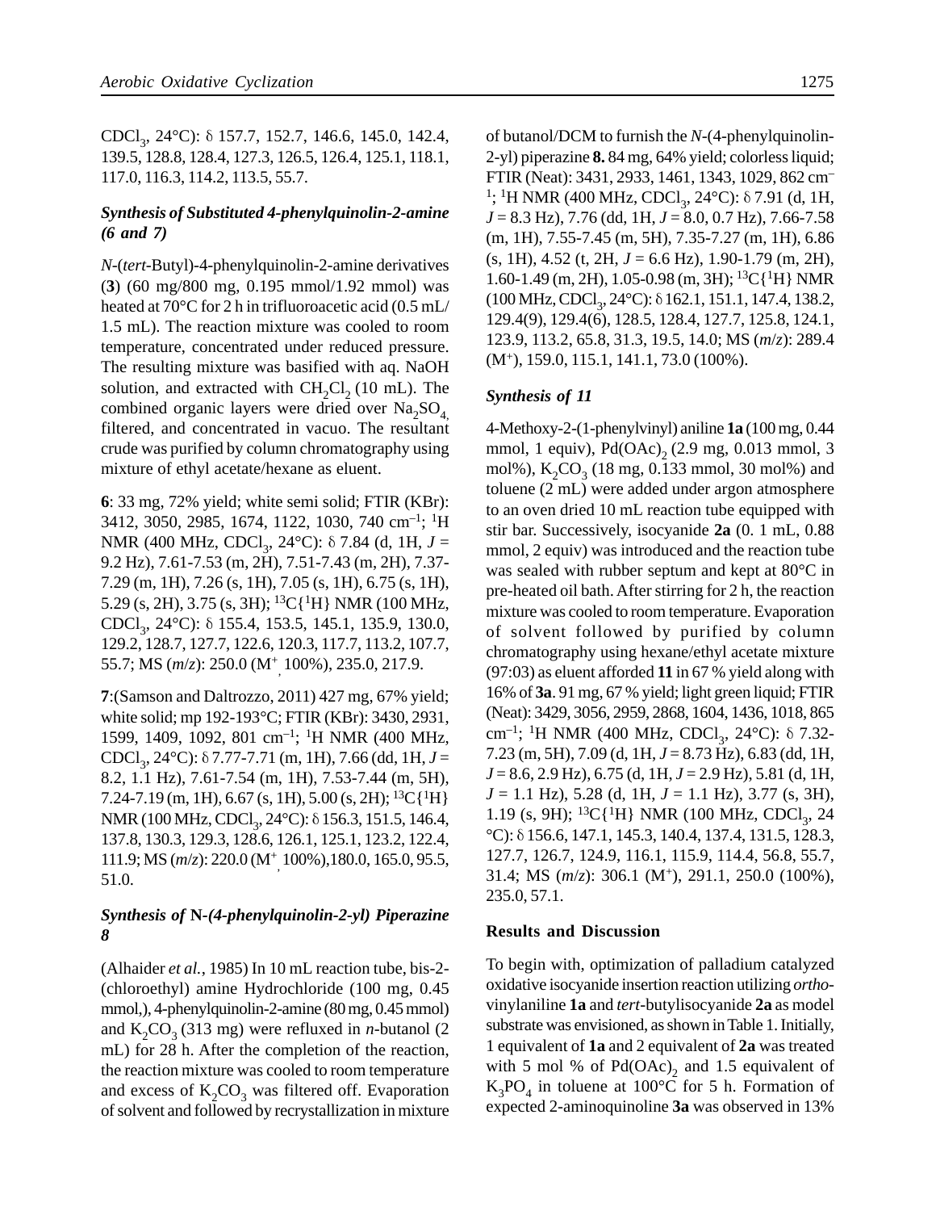$CDCl_3$, 24°C): δ 157.7, 152.7, 146.6, 145.0, 142.4, 139.5, 128.8, 128.4, 127.3, 126.5, 126.4, 125.1, 118.1, 117.0, 116.3, 114.2, 113.5, 55.7.

### *Synthesis of Substituted 4-phenylquinolin-2-amine (6 and 7)*

*N*-(*tert*-Butyl)-4-phenylquinolin-2-amine derivatives (**3**) (60 mg/800 mg, 0.195 mmol/1.92 mmol) was heated at 70°C for 2 h in trifluoroacetic acid (0.5 mL/ 1.5 mL). The reaction mixture was cooled to room temperature, concentrated under reduced pressure. The resulting mixture was basified with aq. NaOH solution, and extracted with $CH_2Cl_2$ (10 mL). The combined organic layers were dried over $Na_2SO_4$, filtered, and concentrated in vacuo. The resultant crude was purified by column chromatography using mixture of ethyl acetate/hexane as eluent.

**6**: 33 mg, 72% yield; white semi solid; FTIR (KBr): 3412, 3050, 2985, 1674, 1122, 1030, 740 $cm^{-1}$; $^1H$ NMR (400 MHz, $CDCl_3$, 24°C): δ 7.84 (d, 1H, *J* = 9.2 Hz), 7.61-7.53 (m, 2H), 7.51-7.43 (m, 2H), 7.37-7.29 (m, 1H), 7.26 (s, 1H), 7.05 (s, 1H), 6.75 (s, 1H), 5.29 (s, 2H), 3.75 (s, 3H); $^{13}C\{^1H\}$ NMR (100 MHz, $CDCl_3$, 24°C): δ 155.4, 153.5, 145.1, 135.9, 130.0, 129.2, 128.7, 127.7, 122.6, 120.3, 117.7, 113.2, 107.7, 55.7; MS (*m*/*z*): 250.0 ($M^+$, 100%), 235.0, 217.9.

**7**:(Samson and Daltrozzo, 2011) 427 mg, 67% yield; white solid; mp 192-193°C; FTIR (KBr): 3430, 2931, 1599, 1409, 1092, 801 $cm^{-1}$; $^1H$ NMR (400 MHz, $CDCl_3$, 24°C): δ 7.77-7.71 (m, 1H), 7.66 (dd, 1H, *J* = 8.2, 1.1 Hz), 7.61-7.54 (m, 1H), 7.53-7.44 (m, 5H), 7.24-7.19 (m, 1H), 6.67 (s, 1H), 5.00 (s, 2H); $^{13}C\{^1H\}$ NMR (100 MHz, $CDCl_3$, 24°C): δ 156.3, 151.5, 146.4, 137.8, 130.3, 129.3, 128.6, 126.1, 125.1, 123.2, 122.4, 111.9; MS (*m*/*z*): 220.0 ($M^+$, 100%),180.0, 165.0, 95.5, 51.0.

### *Synthesis of* N*-(4-phenylquinolin-2-yl) Piperazine 8*

(Alhaider *et al.*, 1985) In 10 mL reaction tube, bis-2-(chloroethyl) amine Hydrochloride (100 mg, 0.45 mmol,), 4-phenylquinolin-2-amine (80 mg, 0.45 mmol) and $K_2CO_3$ (313 mg) were refluxed in *n*-butanol (2 mL) for 28 h. After the completion of the reaction, the reaction mixture was cooled to room temperature and excess of $K_2CO_3$ was filtered off. Evaporation of solvent and followed by recrystallization in mixture of butanol/DCM to furnish the *N*-(4-phenylquinolin-2-yl) piperazine **8.** 84 mg, 64% yield; colorless liquid; FTIR (Neat): 3431, 2933, 1461, 1343, 1029, 862 $cm^{-1}$; $^1H$ NMR (400 MHz, $CDCl_3$, 24°C): δ 7.91 (d, 1H, *J* = 8.3 Hz), 7.76 (dd, 1H, *J* = 8.0, 0.7 Hz), 7.66-7.58 (m, 1H), 7.55-7.45 (m, 5H), 7.35-7.27 (m, 1H), 6.86 (s, 1H), 4.52 (t, 2H, *J* = 6.6 Hz), 1.90-1.79 (m, 2H), 1.60-1.49 (m, 2H), 1.05-0.98 (m, 3H); $^{13}C\{^1H\}$ NMR (100 MHz, $CDCl_3$, 24°C): δ 162.1, 151.1, 147.4, 138.2, 129.4(9), 129.4(6), 128.5, 128.4, 127.7, 125.8, 124.1, 123.9, 113.2, 65.8, 31.3, 19.5, 14.0; MS (*m*/*z*): 289.4 ($M^+$), 159.0, 115.1, 141.1, 73.0 (100%).

### *Synthesis of 11*

4-Methoxy-2-(1-phenylvinyl) aniline **1a** (100 mg, 0.44 mmol, 1 equiv), $Pd(OAc)_2$ (2.9 mg, 0.013 mmol, 3 mol%), $K_2CO_3$ (18 mg, 0.133 mmol, 30 mol%) and toluene (2 mL) were added under argon atmosphere to an oven dried 10 mL reaction tube equipped with stir bar. Successively, isocyanide **2a** (0. 1 mL, 0.88 mmol, 2 equiv) was introduced and the reaction tube was sealed with rubber septum and kept at 80°C in pre-heated oil bath. After stirring for 2 h, the reaction mixture was cooled to room temperature. Evaporation of solvent followed by purified by column chromatography using hexane/ethyl acetate mixture (97:03) as eluent afforded **11** in 67 % yield along with 16% of **3a**. 91 mg, 67 % yield; light green liquid; FTIR (Neat): 3429, 3056, 2959, 2868, 1604, 1436, 1018, 865 $cm^{-1}$; $^1H$ NMR (400 MHz, $CDCl_3$, 24°C): δ 7.32-7.23 (m, 5H), 7.09 (d, 1H, *J* = 8.73 Hz), 6.83 (dd, 1H, *J* = 8.6, 2.9 Hz), 6.75 (d, 1H, *J* = 2.9 Hz), 5.81 (d, 1H, *J* = 1.1 Hz), 5.28 (d, 1H, *J* = 1.1 Hz), 3.77 (s, 3H), 1.19 (s, 9H); $^{13}C\{^1H\}$ NMR (100 MHz, $CDCl_3$, 24 °C): δ 156.6, 147.1, 145.3, 140.4, 137.4, 131.5, 128.3, 127.7, 126.7, 124.9, 116.1, 115.9, 114.4, 56.8, 55.7, 31.4; MS (*m*/*z*): 306.1 ($M^+$), 291.1, 250.0 (100%), 235.0, 57.1.

## Results and Discussion

To begin with, optimization of palladium catalyzed oxidative isocyanide insertion reaction utilizing *ortho*-vinylaniline **1a** and *tert*-butylisocyanide **2a** as model substrate was envisioned, as shown in Table 1. Initially, 1 equivalent of **1a** and 2 equivalent of **2a** was treated with 5 mol % of $Pd(OAc)_2$ and 1.5 equivalent of $K_3PO_4$ in toluene at 100°C for 5 h. Formation of expected 2-aminoquinoline **3a** was observed in 13%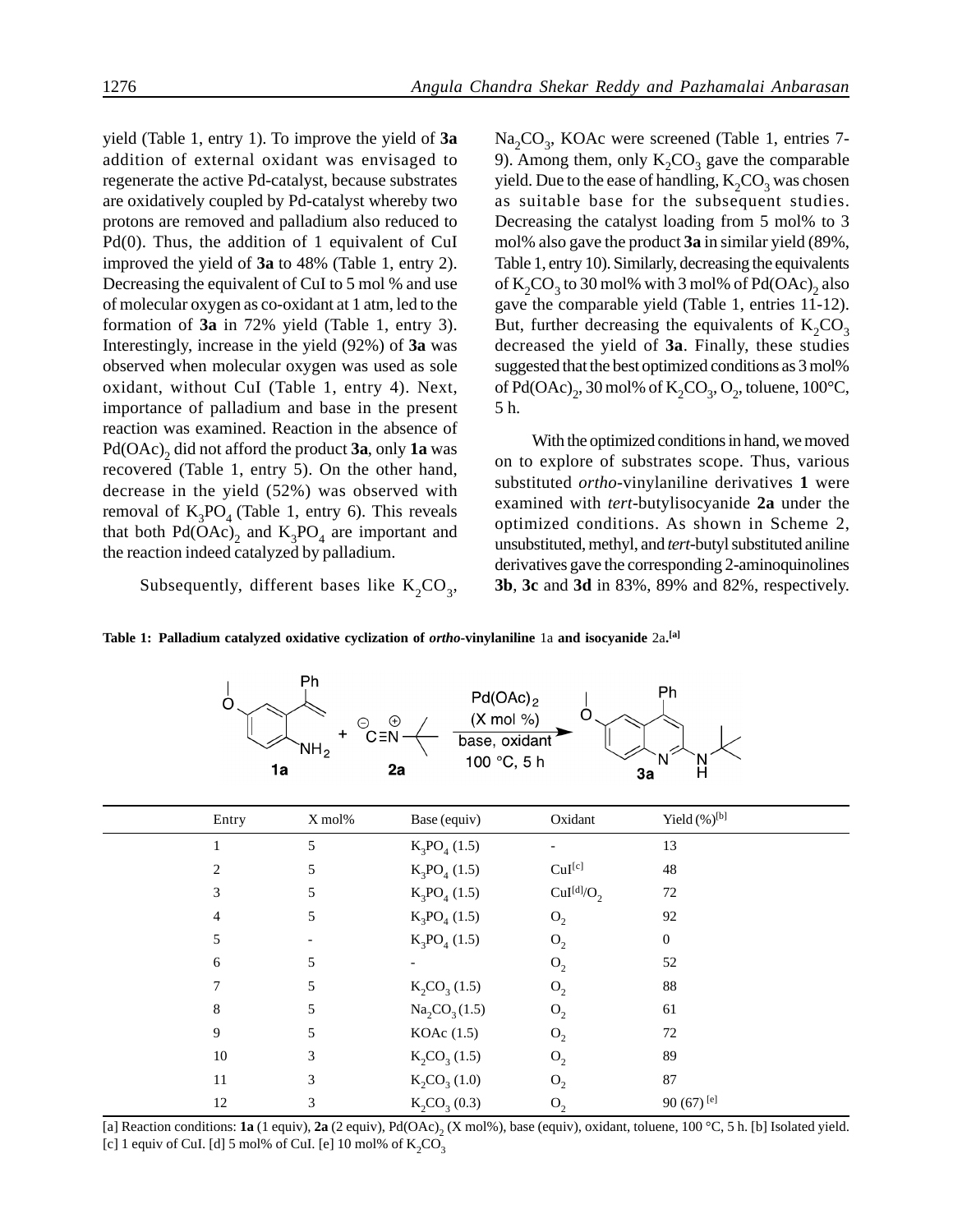yield (Table 1, entry 1). To improve the yield of **3a** addition of external oxidant was envisaged to regenerate the active Pd-catalyst, because substrates are oxidatively coupled by Pd-catalyst whereby two protons are removed and palladium also reduced to Pd(0). Thus, the addition of 1 equivalent of CuI improved the yield of **3a** to 48% (Table 1, entry 2). Decreasing the equivalent of CuI to 5 mol % and use of molecular oxygen as co-oxidant at 1 atm, led to the formation of **3a** in 72% yield (Table 1, entry 3). Interestingly, increase in the yield (92%) of **3a** was observed when molecular oxygen was used as sole oxidant, without CuI (Table 1, entry 4). Next, importance of palladium and base in the present reaction was examined. Reaction in the absence of $Pd(OAc)_2$ did not afford the product **3a**, only **1a** was recovered (Table 1, entry 5). On the other hand, decrease in the yield (52%) was observed with removal of $K_3PO_4$ (Table 1, entry 6). This reveals that both $Pd(OAc)_2$ and $K_3PO_4$ are important and the reaction indeed catalyzed by palladium.

Subsequently, different bases like $K_2CO_3$, $Na_2CO_3$, KOAc were screened (Table 1, entries 7-9). Among them, only $K_2CO_3$ gave the comparable yield. Due to the ease of handling, $K_2CO_3$ was chosen as suitable base for the subsequent studies. Decreasing the catalyst loading from 5 mol% to 3 mol% also gave the product **3a** in similar yield (89%, Table 1, entry 10). Similarly, decreasing the equivalents of $K_2CO_3$ to 30 mol% with 3 mol% of $Pd(OAc)_2$ also gave the comparable yield (Table 1, entries 11-12). But, further decreasing the equivalents of $K_2CO_3$ decreased the yield of **3a**. Finally, these studies suggested that the best optimized conditions as 3 mol% of $Pd(OAc)_2$, 30 mol% of $K_2CO_3$, $O_2$, toluene, 100°C, 5 h.

With the optimized conditions in hand, we moved on to explore of substrates scope. Thus, various substituted *ortho*-vinylaniline derivatives **1** were examined with *tert*-butylisocyanide **2a** under the optimized conditions. As shown in Scheme 2, unsubstituted, methyl, and *tert*-butyl substituted aniline derivatives gave the corresponding 2-aminoquinolines **3b**, **3c** and **3d** in 83%, 89% and 82%, respectively.

**Table 1: Palladium catalyzed oxidative cyclization of *ortho*-vinylaniline 1a and isocyanide 2a.[a]**

**1a** + **2a** → ($Pd(OAc)_2$ (X mol %), base, oxidant, 100 °C, 5 h) → **3a**

| Entry | X mol% | Base (equiv) | Oxidant | Yield (%)[b] |
|---|---|---|---|---|
| 1 | 5 | $K_3PO_4$ (1.5) | - | 13 |
| 2 | 5 | $K_3PO_4$ (1.5) | CuI[c] | 48 |
| 3 | 5 | $K_3PO_4$ (1.5) | CuI[d]/$O_2$ | 72 |
| 4 | 5 | $K_3PO_4$ (1.5) | $O_2$ | 92 |
| 5 | - | $K_3PO_4$ (1.5) | $O_2$ | 0 |
| 6 | 5 | - | $O_2$ | 52 |
| 7 | 5 | $K_2CO_3$ (1.5) | $O_2$ | 88 |
| 8 | 5 | $Na_2CO_3$ (1.5) | $O_2$ | 61 |
| 9 | 5 | KOAc (1.5) | $O_2$ | 72 |
| 10 | 3 | $K_2CO_3$ (1.5) | $O_2$ | 89 |
| 11 | 3 | $K_2CO_3$ (1.0) | $O_2$ | 87 |
| 12 | 3 | $K_2CO_3$ (0.3) | $O_2$ | 90 (67) [e] |

[a] Reaction conditions: **1a** (1 equiv), **2a** (2 equiv), $Pd(OAc)_2$ (X mol%), base (equiv), oxidant, toluene, 100 °C, 5 h. [b] Isolated yield. [c] 1 equiv of CuI. [d] 5 mol% of CuI. [e] 10 mol% of $K_2CO_3$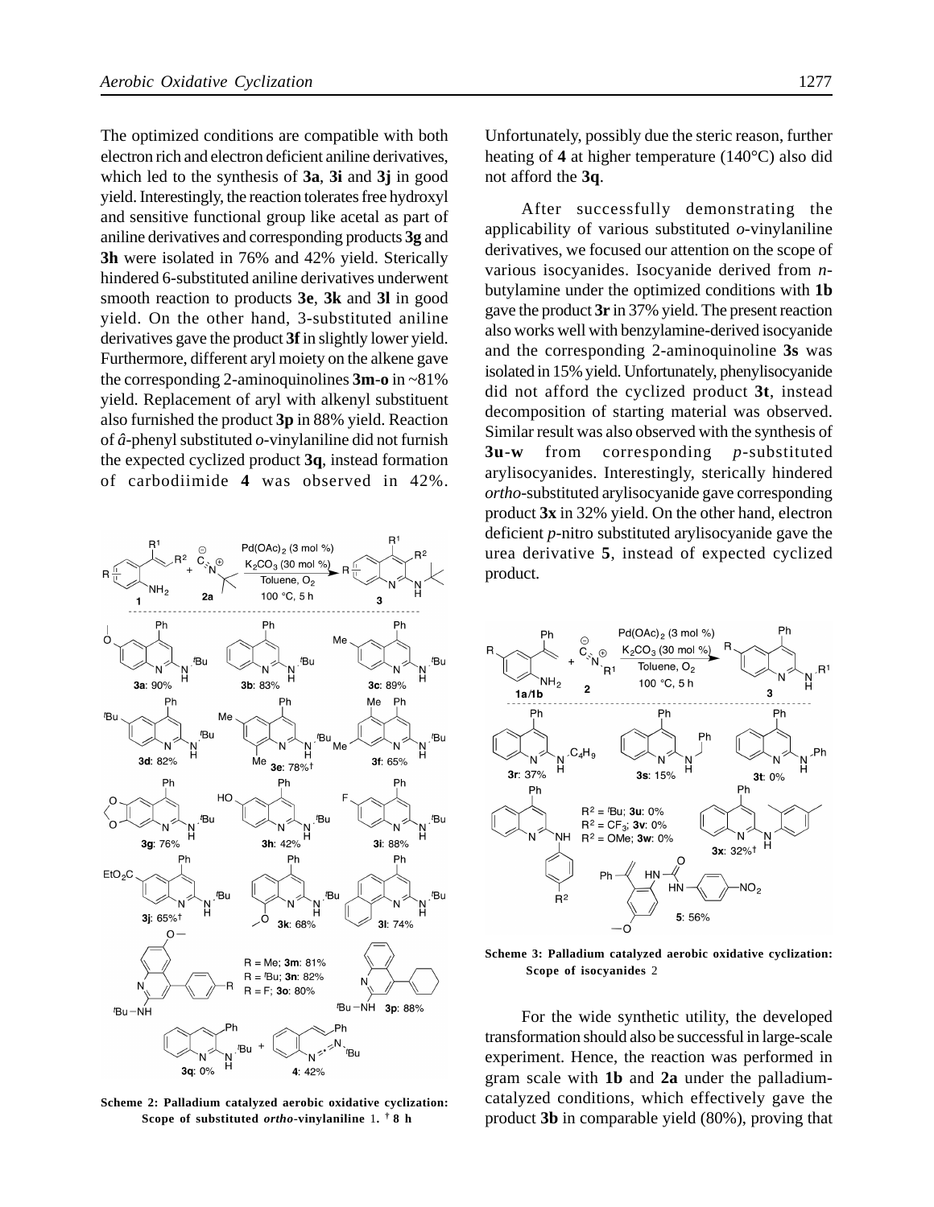The optimized conditions are compatible with both electron rich and electron deficient aniline derivatives, which led to the synthesis of **3a**, **3i** and **3j** in good yield. Interestingly, the reaction tolerates free hydroxyl and sensitive functional group like acetal as part of aniline derivatives and corresponding products **3g** and **3h** were isolated in 76% and 42% yield. Sterically hindered 6-substituted aniline derivatives underwent smooth reaction to products **3e**, **3k** and **3l** in good yield. On the other hand, 3-substituted aniline derivatives gave the product **3f** in slightly lower yield. Furthermore, different aryl moiety on the alkene gave the corresponding 2-aminoquinolines **3m-o** in ~81% yield. Replacement of aryl with alkenyl substituent also furnished the product **3p** in 88% yield. Reaction of *â*-phenyl substituted *o*-vinylaniline did not furnish the expected cyclized product **3q**, instead formation of carbodiimide **4** was observed in 42%. Unfortunately, possibly due the steric reason, further heating of **4** at higher temperature (140°C) also did not afford the **3q**.

**Scheme 2: Palladium catalyzed aerobic oxidative cyclization: Scope of substituted *ortho*-vinylaniline** 1. **† 8 h**

After successfully demonstrating the applicability of various substituted *o*-vinylaniline derivatives, we focused our attention on the scope of various isocyanides. Isocyanide derived from *n*-butylamine under the optimized conditions with **1b** gave the product **3r** in 37% yield. The present reaction also works well with benzylamine-derived isocyanide and the corresponding 2-aminoquinoline **3s** was isolated in 15% yield. Unfortunately, phenylisocyanide did not afford the cyclized product **3t**, instead decomposition of starting material was observed. Similar result was also observed with the synthesis of **3u-w** from corresponding *p*-substituted arylisocyanides. Interestingly, sterically hindered *ortho*-substituted arylisocyanide gave corresponding product **3x** in 32% yield. On the other hand, electron deficient *p*-nitro substituted arylisocyanide gave the urea derivative **5**, instead of expected cyclized product.

**Scheme 3: Palladium catalyzed aerobic oxidative cyclization: Scope of isocyanides** 2

For the wide synthetic utility, the developed transformation should also be successful in large-scale experiment. Hence, the reaction was performed in gram scale with **1b** and **2a** under the palladium-catalyzed conditions, which effectively gave the product **3b** in comparable yield (80%), proving that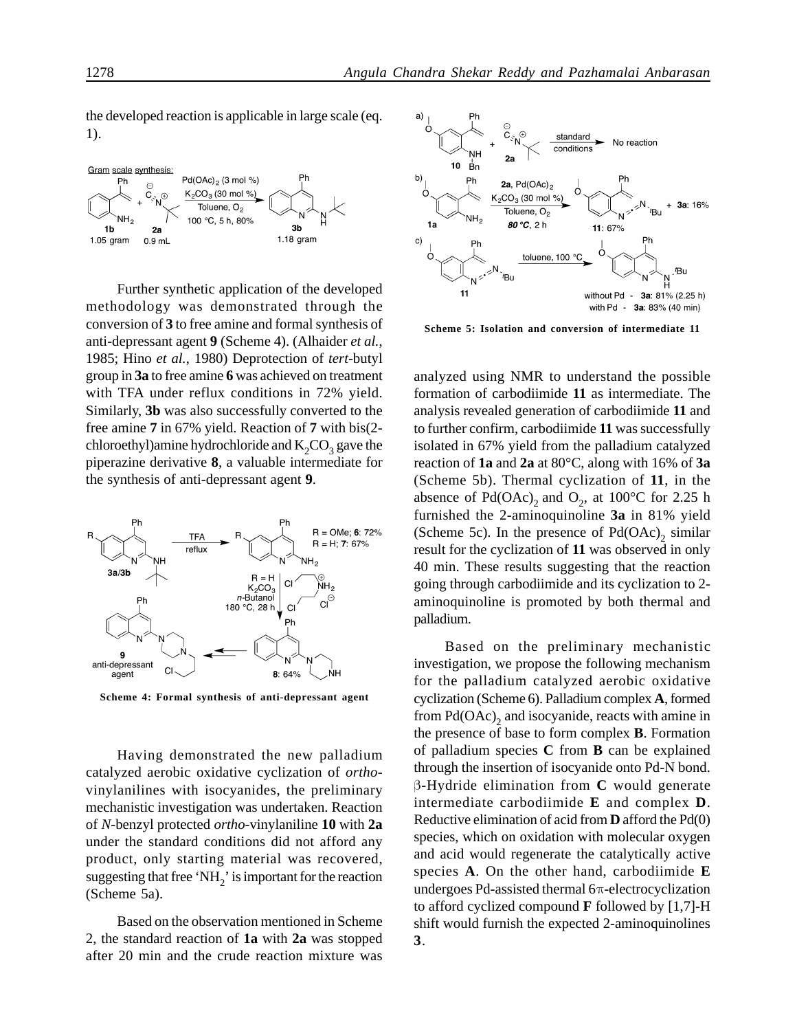the developed reaction is applicable in large scale (eq. 1).

Gram scale synthesis:

Further synthetic application of the developed methodology was demonstrated through the conversion of **3** to free amine and formal synthesis of anti-depressant agent **9** (Scheme 4). (Alhaider *et al.*, 1985; Hino *et al.*, 1980) Deprotection of *tert*-butyl group in **3a** to free amine **6** was achieved on treatment with TFA under reflux conditions in 72% yield. Similarly, **3b** was also successfully converted to the free amine **7** in 67% yield. Reaction of **7** with bis(2-chloroethyl)amine hydrochloride and $K_2CO_3$ gave the piperazine derivative **8**, a valuable intermediate for the synthesis of anti-depressant agent **9**.

**Scheme 4: Formal synthesis of anti-depressant agent**

Having demonstrated the new palladium catalyzed aerobic oxidative cyclization of *ortho*-vinylanilines with isocyanides, the preliminary mechanistic investigation was undertaken. Reaction of *N*-benzyl protected *ortho*-vinylaniline **10** with **2a** under the standard conditions did not afford any product, only starting material was recovered, suggesting that free '$NH_2$' is important for the reaction (Scheme 5a).

Based on the observation mentioned in Scheme 2, the standard reaction of **1a** with **2a** was stopped after 20 min and the crude reaction mixture was analyzed using NMR to understand the possible formation of carbodiimide **11** as intermediate. The analysis revealed generation of carbodiimide **11** and to further confirm, carbodiimide **11** was successfully isolated in 67% yield from the palladium catalyzed reaction of **1a** and **2a** at 80°C, along with 16% of **3a** (Scheme 5b). Thermal cyclization of **11**, in the absence of $Pd(OAc)_2$ and $O_2$, at 100°C for 2.25 h furnished the 2-aminoquinoline **3a** in 81% yield (Scheme 5c). In the presence of $Pd(OAc)_2$ similar result for the cyclization of **11** was observed in only 40 min. These results suggesting that the reaction going through carbodiimide and its cyclization to 2-aminoquinoline is promoted by both thermal and palladium.

**Scheme 5: Isolation and conversion of intermediate 11**

Based on the preliminary mechanistic investigation, we propose the following mechanism for the palladium catalyzed aerobic oxidative cyclization (Scheme 6). Palladium complex **A**, formed from $Pd(OAc)_2$ and isocyanide, reacts with amine in the presence of base to form complex **B**. Formation of palladium species **C** from **B** can be explained through the insertion of isocyanide onto Pd-N bond. β-Hydride elimination from **C** would generate intermediate carbodiimide **E** and complex **D**. Reductive elimination of acid from **D** afford the Pd(0) species, which on oxidation with molecular oxygen and acid would regenerate the catalytically active species **A**. On the other hand, carbodiimide **E** undergoes Pd-assisted thermal 6π-electrocyclization to afford cyclized compound **F** followed by [1,7]-H shift would furnish the expected 2-aminoquinolines **3**.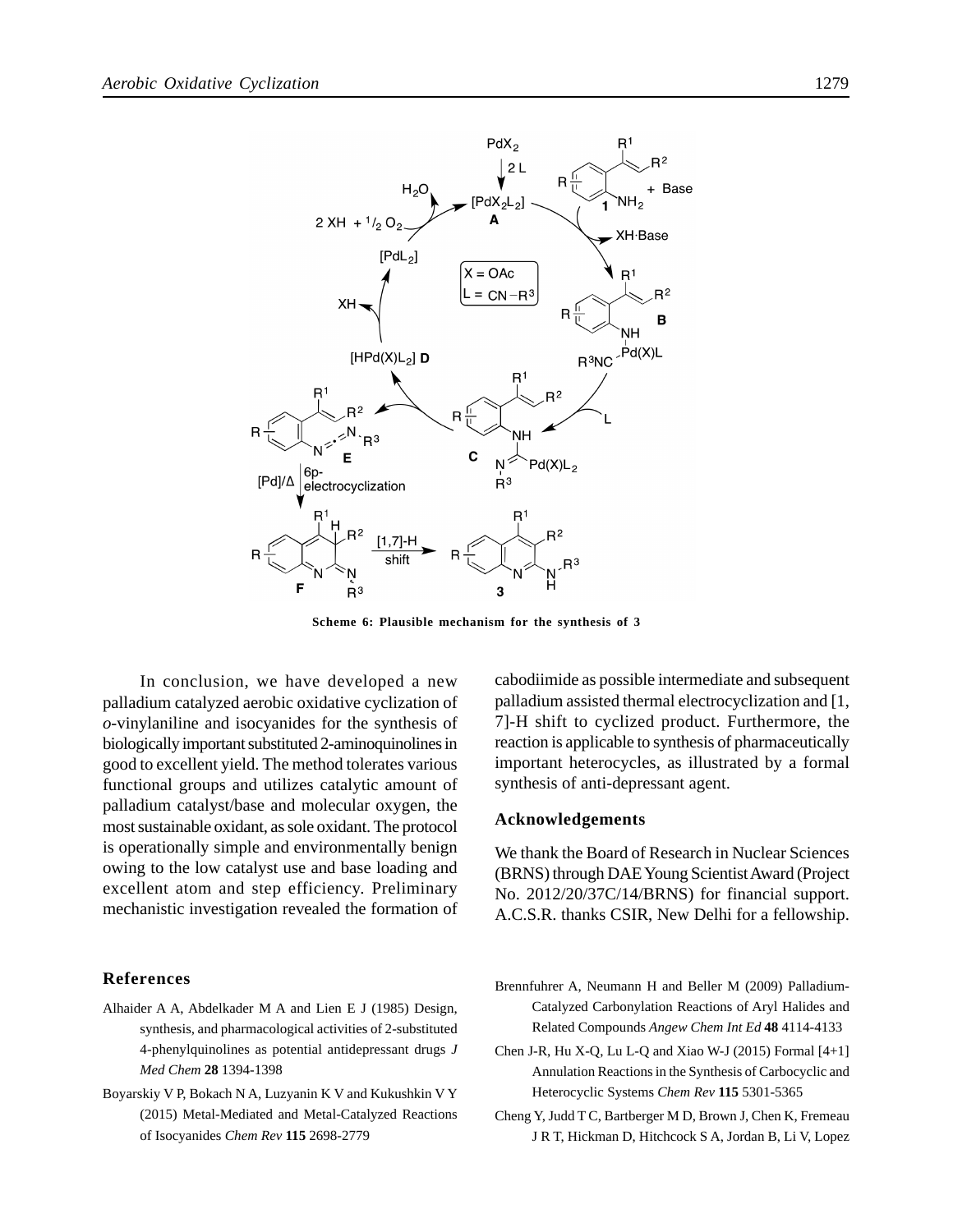Scheme 6: Plausible mechanism for the synthesis of 3

In conclusion, we have developed a new palladium catalyzed aerobic oxidative cyclization of *o*-vinylaniline and isocyanides for the synthesis of biologically important substituted 2-aminoquinolines in good to excellent yield. The method tolerates various functional groups and utilizes catalytic amount of palladium catalyst/base and molecular oxygen, the most sustainable oxidant, as sole oxidant. The protocol is operationally simple and environmentally benign owing to the low catalyst use and base loading and excellent atom and step efficiency. Preliminary mechanistic investigation revealed the formation of cabodiimide as possible intermediate and subsequent palladium assisted thermal electrocyclization and [1, 7]-H shift to cyclized product. Furthermore, the reaction is applicable to synthesis of pharmaceutically important heterocycles, as illustrated by a formal synthesis of anti-depressant agent.

## Acknowledgements

We thank the Board of Research in Nuclear Sciences (BRNS) through DAE Young Scientist Award (Project No. 2012/20/37C/14/BRNS) for financial support. A.C.S.R. thanks CSIR, New Delhi for a fellowship.

## References

Alhaider A A, Abdelkader M A and Lien E J (1985) Design, synthesis, and pharmacological activities of 2-substituted 4-phenylquinolines as potential antidepressant drugs *J Med Chem* **28** 1394-1398

Boyarskiy V P, Bokach N A, Luzyanin K V and Kukushkin V Y (2015) Metal-Mediated and Metal-Catalyzed Reactions of Isocyanides *Chem Rev* **115** 2698-2779

Brennfuhrer A, Neumann H and Beller M (2009) Palladium-Catalyzed Carbonylation Reactions of Aryl Halides and Related Compounds *Angew Chem Int Ed* **48** 4114-4133

Chen J-R, Hu X-Q, Lu L-Q and Xiao W-J (2015) Formal [4+1] Annulation Reactions in the Synthesis of Carbocyclic and Heterocyclic Systems *Chem Rev* **115** 5301-5365

Cheng Y, Judd T C, Bartberger M D, Brown J, Chen K, Fremeau J R T, Hickman D, Hitchcock S A, Jordan B, Li V, Lopez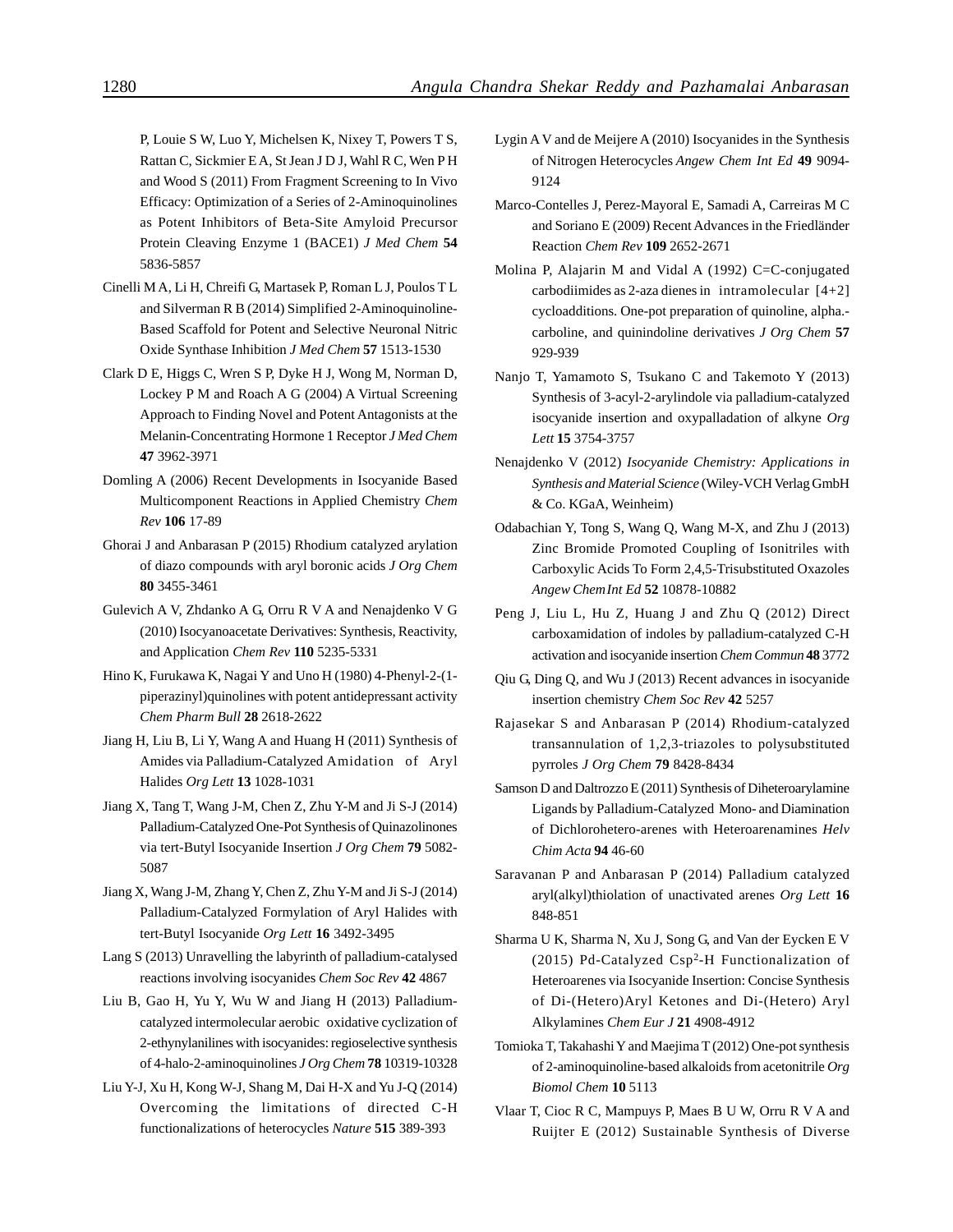P, Louie S W, Luo Y, Michelsen K, Nixey T, Powers T S, Rattan C, Sickmier E A, St Jean J D J, Wahl R C, Wen P H and Wood S (2011) From Fragment Screening to In Vivo Efficacy: Optimization of a Series of 2-Aminoquinolines as Potent Inhibitors of Beta-Site Amyloid Precursor Protein Cleaving Enzyme 1 (BACE1) *J Med Chem* **54** 5836-5857

Cinelli M A, Li H, Chreifi G, Martasek P, Roman L J, Poulos T L and Silverman R B (2014) Simplified 2-Aminoquinoline-Based Scaffold for Potent and Selective Neuronal Nitric Oxide Synthase Inhibition *J Med Chem* **57** 1513-1530

Clark D E, Higgs C, Wren S P, Dyke H J, Wong M, Norman D, Lockey P M and Roach A G (2004) A Virtual Screening Approach to Finding Novel and Potent Antagonists at the Melanin-Concentrating Hormone 1 Receptor *J Med Chem* **47** 3962-3971

Domling A (2006) Recent Developments in Isocyanide Based Multicomponent Reactions in Applied Chemistry *Chem Rev* **106** 17-89

Ghorai J and Anbarasan P (2015) Rhodium catalyzed arylation of diazo compounds with aryl boronic acids *J Org Chem* **80** 3455-3461

Gulevich A V, Zhdanko A G, Orru R V A and Nenajdenko V G (2010) Isocyanoacetate Derivatives: Synthesis, Reactivity, and Application *Chem Rev* **110** 5235-5331

Hino K, Furukawa K, Nagai Y and Uno H (1980) 4-Phenyl-2-(1-piperazinyl)quinolines with potent antidepressant activity *Chem Pharm Bull* **28** 2618-2622

Jiang H, Liu B, Li Y, Wang A and Huang H (2011) Synthesis of Amides via Palladium-Catalyzed Amidation of Aryl Halides *Org Lett* **13** 1028-1031

Jiang X, Tang T, Wang J-M, Chen Z, Zhu Y-M and Ji S-J (2014) Palladium-Catalyzed One-Pot Synthesis of Quinazolinones via tert-Butyl Isocyanide Insertion *J Org Chem* **79** 5082-5087

Jiang X, Wang J-M, Zhang Y, Chen Z, Zhu Y-M and Ji S-J (2014) Palladium-Catalyzed Formylation of Aryl Halides with tert-Butyl Isocyanide *Org Lett* **16** 3492-3495

Lang S (2013) Unravelling the labyrinth of palladium-catalysed reactions involving isocyanides *Chem Soc Rev* **42** 4867

Liu B, Gao H, Yu Y, Wu W and Jiang H (2013) Palladium-catalyzed intermolecular aerobic oxidative cyclization of 2-ethynylanilines with isocyanides: regioselective synthesis of 4-halo-2-aminoquinolines *J Org Chem* **78** 10319-10328

Liu Y-J, Xu H, Kong W-J, Shang M, Dai H-X and Yu J-Q (2014) Overcoming the limitations of directed C-H functionalizations of heterocycles *Nature* **515** 389-393

Lygin A V and de Meijere A (2010) Isocyanides in the Synthesis of Nitrogen Heterocycles *Angew Chem Int Ed* **49** 9094-9124

Marco-Contelles J, Perez-Mayoral E, Samadi A, Carreiras M C and Soriano E (2009) Recent Advances in the Friedländer Reaction *Chem Rev* **109** 2652-2671

Molina P, Alajarin M and Vidal A (1992) C=C-conjugated carbodiimides as 2-aza dienes in intramolecular [4+2] cycloadditions. One-pot preparation of quinoline, alpha.-carboline, and quinindoline derivatives *J Org Chem* **57** 929-939

Nanjo T, Yamamoto S, Tsukano C and Takemoto Y (2013) Synthesis of 3-acyl-2-arylindole via palladium-catalyzed isocyanide insertion and oxypalladation of alkyne *Org Lett* **15** 3754-3757

Nenajdenko V (2012) *Isocyanide Chemistry: Applications in Synthesis and Material Science* (Wiley-VCH Verlag GmbH & Co. KGaA, Weinheim)

Odabachian Y, Tong S, Wang Q, Wang M-X, and Zhu J (2013) Zinc Bromide Promoted Coupling of Isonitriles with Carboxylic Acids To Form 2,4,5-Trisubstituted Oxazoles *Angew Chem Int Ed* **52** 10878-10882

Peng J, Liu L, Hu Z, Huang J and Zhu Q (2012) Direct carboxamidation of indoles by palladium-catalyzed C-H activation and isocyanide insertion *Chem Commun* **48** 3772

Qiu G, Ding Q, and Wu J (2013) Recent advances in isocyanide insertion chemistry *Chem Soc Rev* **42** 5257

Rajasekar S and Anbarasan P (2014) Rhodium-catalyzed transannulation of 1,2,3-triazoles to polysubstituted pyrroles *J Org Chem* **79** 8428-8434

Samson D and Daltrozzo E (2011) Synthesis of Diheteroarylamine Ligands by Palladium-Catalyzed Mono- and Diamination of Dichlorohetero-arenes with Heteroarenamines *Helv Chim Acta* **94** 46-60

Saravanan P and Anbarasan P (2014) Palladium catalyzed aryl(alkyl)thiolation of unactivated arenes *Org Lett* **16** 848-851

Sharma U K, Sharma N, Xu J, Song G, and Van der Eycken E V (2015) Pd-Catalyzed $Csp^2$-H Functionalization of Heteroarenes via Isocyanide Insertion: Concise Synthesis of Di-(Hetero)Aryl Ketones and Di-(Hetero) Aryl Alkylamines *Chem Eur J* **21** 4908-4912

Tomioka T, Takahashi Y and Maejima T (2012) One-pot synthesis of 2-aminoquinoline-based alkaloids from acetonitrile *Org Biomol Chem* **10** 5113

Vlaar T, Cioc R C, Mampuys P, Maes B U W, Orru R V A and Ruijter E (2012) Sustainable Synthesis of Diverse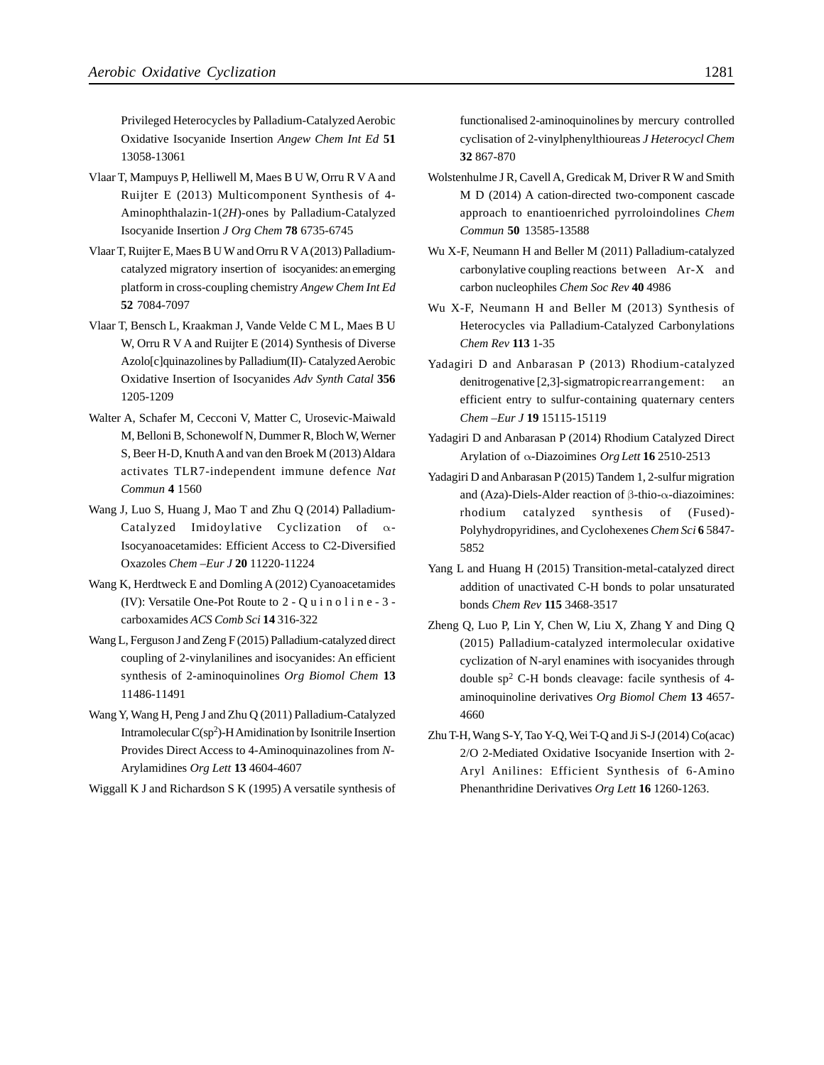Privileged Heterocycles by Palladium-Catalyzed Aerobic Oxidative Isocyanide Insertion *Angew Chem Int Ed* **51** 13058-13061

Vlaar T, Mampuys P, Helliwell M, Maes B U W, Orru R V A and Ruijter E (2013) Multicomponent Synthesis of 4-Aminophthalazin-1(*2H*)-ones by Palladium-Catalyzed Isocyanide Insertion *J Org Chem* **78** 6735-6745

Vlaar T, Ruijter E, Maes B U W and Orru R V A (2013) Palladium-catalyzed migratory insertion of isocyanides: an emerging platform in cross-coupling chemistry *Angew Chem Int Ed* **52** 7084-7097

Vlaar T, Bensch L, Kraakman J, Vande Velde C M L, Maes B U W, Orru R V A and Ruijter E (2014) Synthesis of Diverse Azolo[c]quinazolines by Palladium(II)- Catalyzed Aerobic Oxidative Insertion of Isocyanides *Adv Synth Catal* **356** 1205-1209

Walter A, Schafer M, Cecconi V, Matter C, Urosevic-Maiwald M, Belloni B, Schonewolf N, Dummer R, Bloch W, Werner S, Beer H-D, Knuth A and van den Broek M (2013) Aldara activates TLR7-independent immune defence *Nat Commun* **4** 1560

Wang J, Luo S, Huang J, Mao T and Zhu Q (2014) Palladium-Catalyzed Imidoylative Cyclization of α-Isocyanoacetamides: Efficient Access to C2-Diversified Oxazoles *Chem –Eur J* **20** 11220-11224

Wang K, Herdtweck E and Domling A (2012) Cyanoacetamides (IV): Versatile One-Pot Route to 2-Quinoline-3-carboxamides *ACS Comb Sci* **14** 316-322

Wang L, Ferguson J and Zeng F (2015) Palladium-catalyzed direct coupling of 2-vinylanilines and isocyanides: An efficient synthesis of 2-aminoquinolines *Org Biomol Chem* **13** 11486-11491

Wang Y, Wang H, Peng J and Zhu Q (2011) Palladium-Catalyzed Intramolecular C($sp^2$)-H Amidination by Isonitrile Insertion Provides Direct Access to 4-Aminoquinazolines from *N*-Arylamidines *Org Lett* **13** 4604-4607

Wiggall K J and Richardson S K (1995) A versatile synthesis of functionalised 2-aminoquinolines by mercury controlled cyclisation of 2-vinylphenylthioureas *J Heterocycl Chem* **32** 867-870

Wolstenhulme J R, Cavell A, Gredicak M, Driver R W and Smith M D (2014) A cation-directed two-component cascade approach to enantioenriched pyrroloindolines *Chem Commun* **50** 13585-13588

Wu X-F, Neumann H and Beller M (2011) Palladium-catalyzed carbonylative coupling reactions between Ar-X and carbon nucleophiles *Chem Soc Rev* **40** 4986

Wu X-F, Neumann H and Beller M (2013) Synthesis of Heterocycles via Palladium-Catalyzed Carbonylations *Chem Rev* **113** 1-35

Yadagiri D and Anbarasan P (2013) Rhodium-catalyzed denitrogenative [2,3]-sigmatropic rearrangement: an efficient entry to sulfur-containing quaternary centers *Chem –Eur J* **19** 15115-15119

Yadagiri D and Anbarasan P (2014) Rhodium Catalyzed Direct Arylation of α-Diazoimines *Org Lett* **16** 2510-2513

Yadagiri D and Anbarasan P (2015) Tandem 1, 2-sulfur migration and (Aza)-Diels-Alder reaction of β-thio-α-diazoimines: rhodium catalyzed synthesis of (Fused)-Polyhydropyridines, and Cyclohexenes *Chem Sci* **6** 5847-5852

Yang L and Huang H (2015) Transition-metal-catalyzed direct addition of unactivated C-H bonds to polar unsaturated bonds *Chem Rev* **115** 3468-3517

Zheng Q, Luo P, Lin Y, Chen W, Liu X, Zhang Y and Ding Q (2015) Palladium-catalyzed intermolecular oxidative cyclization of N-aryl enamines with isocyanides through double $sp^2$ C-H bonds cleavage: facile synthesis of 4-aminoquinoline derivatives *Org Biomol Chem* **13** 4657-4660

Zhu T-H, Wang S-Y, Tao Y-Q, Wei T-Q and Ji S-J (2014) Co(acac) 2/O 2-Mediated Oxidative Isocyanide Insertion with 2-Aryl Anilines: Efficient Synthesis of 6-Amino Phenanthridine Derivatives *Org Lett* **16** 1260-1263.